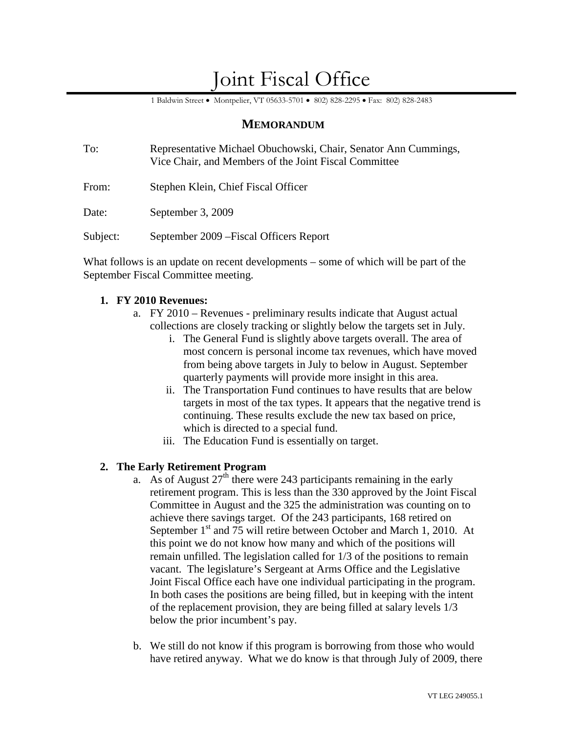# Joint Fiscal Office

1 Baldwin Street • Montpelier, VT 05633-5701 • 802) 828-2295 • Fax: 802) 828-2483

## MEMORANDUM

To: Representative Michael Obuchowski, Chair, Senator Ann Cummings, Vice Chair, and Members of the Joint Fiscal Committee

From: Stephen Klein, Chief Fiscal Officer

Date: September 3, 2009

Subject: September 2009 –Fiscal Officers Report

What follows is an update on recent developments – some of which will be part of the September Fiscal Committee meeting.

1. **FY 2010 Revenues:**
   a. FY 2010 – Revenues - preliminary results indicate that August actual collections are closely tracking or slightly below the targets set in July.
      i. The General Fund is slightly above targets overall. The area of most concern is personal income tax revenues, which have moved from being above targets in July to below in August. September quarterly payments will provide more insight in this area.
      ii. The Transportation Fund continues to have results that are below targets in most of the tax types. It appears that the negative trend is continuing. These results exclude the new tax based on price, which is directed to a special fund.
      iii. The Education Fund is essentially on target.

2. **The Early Retirement Program**
   a. As of August 27th there were 243 participants remaining in the early retirement program. This is less than the 330 approved by the Joint Fiscal Committee in August and the 325 the administration was counting on to achieve there savings target. Of the 243 participants, 168 retired on September 1st and 75 will retire between October and March 1, 2010. At this point we do not know how many and which of the positions will remain unfilled. The legislation called for 1/3 of the positions to remain vacant. The legislature's Sergeant at Arms Office and the Legislative Joint Fiscal Office each have one individual participating in the program. In both cases the positions are being filled, but in keeping with the intent of the replacement provision, they are being filled at salary levels 1/3 below the prior incumbent's pay.

   b. We still do not know if this program is borrowing from those who would have retired anyway. What we do know is that through July of 2009, there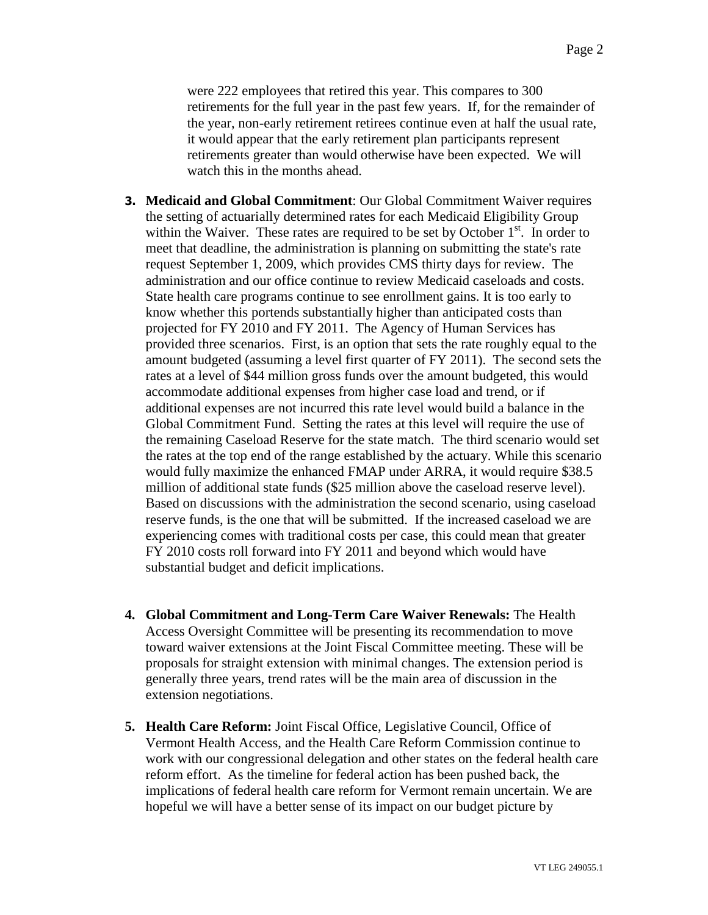were 222 employees that retired this year. This compares to 300 retirements for the full year in the past few years. If, for the remainder of the year, non-early retirement retirees continue even at half the usual rate, it would appear that the early retirement plan participants represent retirements greater than would otherwise have been expected. We will watch this in the months ahead.

3. **Medicaid and Global Commitment**: Our Global Commitment Waiver requires the setting of actuarially determined rates for each Medicaid Eligibility Group within the Waiver. These rates are required to be set by October 1st. In order to meet that deadline, the administration is planning on submitting the state's rate request September 1, 2009, which provides CMS thirty days for review. The administration and our office continue to review Medicaid caseloads and costs. State health care programs continue to see enrollment gains. It is too early to know whether this portends substantially higher than anticipated costs than projected for FY 2010 and FY 2011. The Agency of Human Services has provided three scenarios. First, is an option that sets the rate roughly equal to the amount budgeted (assuming a level first quarter of FY 2011). The second sets the rates at a level of $44 million gross funds over the amount budgeted, this would accommodate additional expenses from higher case load and trend, or if additional expenses are not incurred this rate level would build a balance in the Global Commitment Fund. Setting the rates at this level will require the use of the remaining Caseload Reserve for the state match. The third scenario would set the rates at the top end of the range established by the actuary. While this scenario would fully maximize the enhanced FMAP under ARRA, it would require $38.5 million of additional state funds ($25 million above the caseload reserve level). Based on discussions with the administration the second scenario, using caseload reserve funds, is the one that will be submitted. If the increased caseload we are experiencing comes with traditional costs per case, this could mean that greater FY 2010 costs roll forward into FY 2011 and beyond which would have substantial budget and deficit implications.

4. **Global Commitment and Long-Term Care Waiver Renewals:** The Health Access Oversight Committee will be presenting its recommendation to move toward waiver extensions at the Joint Fiscal Committee meeting. These will be proposals for straight extension with minimal changes. The extension period is generally three years, trend rates will be the main area of discussion in the extension negotiations.

5. **Health Care Reform:** Joint Fiscal Office, Legislative Council, Office of Vermont Health Access, and the Health Care Reform Commission continue to work with our congressional delegation and other states on the federal health care reform effort. As the timeline for federal action has been pushed back, the implications of federal health care reform for Vermont remain uncertain. We are hopeful we will have a better sense of its impact on our budget picture by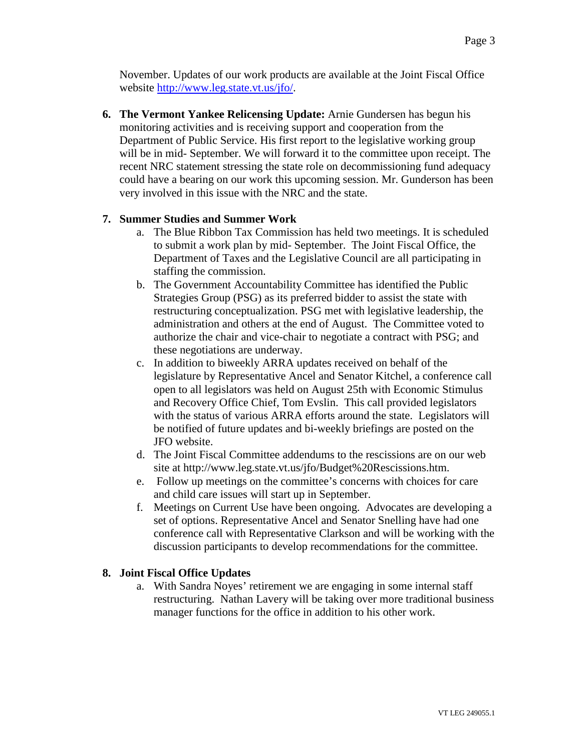November. Updates of our work products are available at the Joint Fiscal Office website http://www.leg.state.vt.us/jfo/.

6. **The Vermont Yankee Relicensing Update:** Arnie Gundersen has begun his monitoring activities and is receiving support and cooperation from the Department of Public Service. His first report to the legislative working group will be in mid- September. We will forward it to the committee upon receipt. The recent NRC statement stressing the state role on decommissioning fund adequacy could have a bearing on our work this upcoming session. Mr. Gunderson has been very involved in this issue with the NRC and the state.

7. **Summer Studies and Summer Work**
   a. The Blue Ribbon Tax Commission has held two meetings. It is scheduled to submit a work plan by mid- September. The Joint Fiscal Office, the Department of Taxes and the Legislative Council are all participating in staffing the commission.
   b. The Government Accountability Committee has identified the Public Strategies Group (PSG) as its preferred bidder to assist the state with restructuring conceptualization. PSG met with legislative leadership, the administration and others at the end of August. The Committee voted to authorize the chair and vice-chair to negotiate a contract with PSG; and these negotiations are underway.
   c. In addition to biweekly ARRA updates received on behalf of the legislature by Representative Ancel and Senator Kitchel, a conference call open to all legislators was held on August 25th with Economic Stimulus and Recovery Office Chief, Tom Evslin. This call provided legislators with the status of various ARRA efforts around the state. Legislators will be notified of future updates and bi-weekly briefings are posted on the JFO website.
   d. The Joint Fiscal Committee addendums to the rescissions are on our web site at http://www.leg.state.vt.us/jfo/Budget%20Rescissions.htm.
   e. Follow up meetings on the committee's concerns with choices for care and child care issues will start up in September.
   f. Meetings on Current Use have been ongoing. Advocates are developing a set of options. Representative Ancel and Senator Snelling have had one conference call with Representative Clarkson and will be working with the discussion participants to develop recommendations for the committee.

8. **Joint Fiscal Office Updates**
   a. With Sandra Noyes' retirement we are engaging in some internal staff restructuring. Nathan Lavery will be taking over more traditional business manager functions for the office in addition to his other work.

VT LEG 249055.1